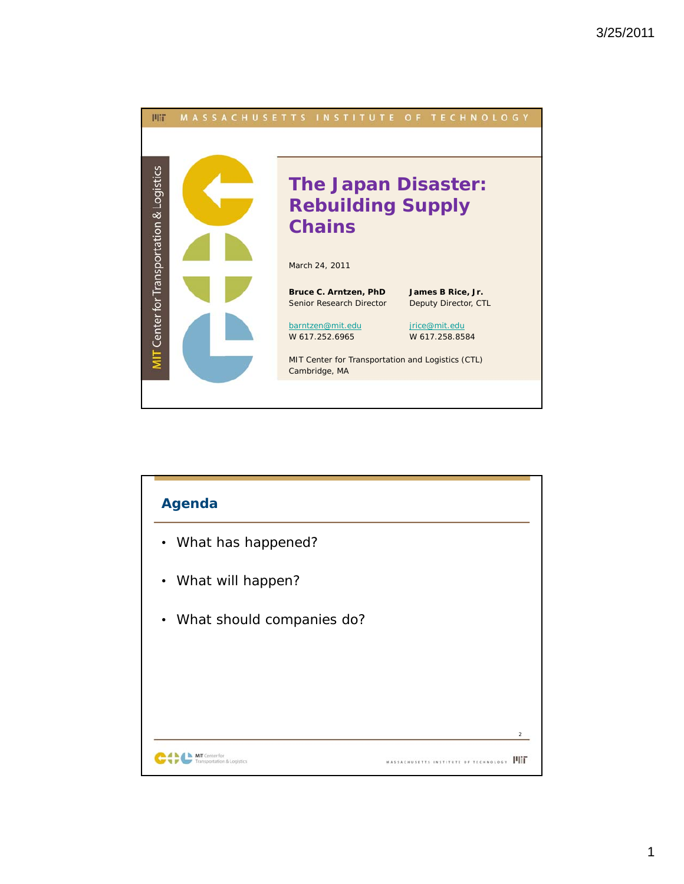# The Japan Disaster: Rebuilding Supply Chains

March 24, 2011

**Bruce C. Arntzen, PhD**
Senior Research Director

barntzen@mit.edu
W 617.252.6965

**James B Rice, Jr.**
Deputy Director, CTL

jrice@mit.edu
W 617.258.8584

MIT Center for Transportation and Logistics (CTL)
Cambridge, MA

## Agenda

- What has happened?
- What will happen?
- What should companies do?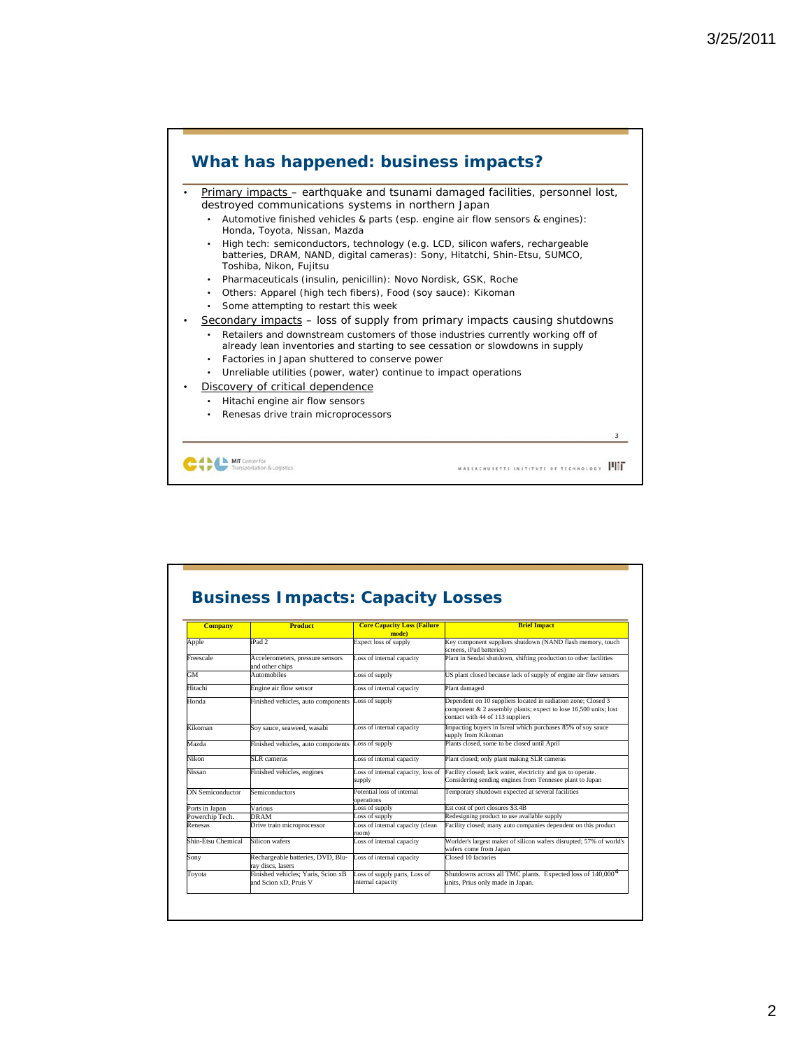## What has happened: business impacts?

- Primary impacts – earthquake and tsunami damaged facilities, personnel lost, destroyed communications systems in northern Japan
  - Automotive finished vehicles & parts (esp. engine air flow sensors & engines): Honda, Toyota, Nissan, Mazda
  - High tech: semiconductors, technology (e.g. LCD, silicon wafers, rechargeable batteries, DRAM, NAND, digital cameras): Sony, Hitachi, Shin-Etsu, SUMCO, Toshiba, Nikon, Fujitsu
  - Pharmaceuticals (insulin, penicillin): Novo Nordisk, GSK, Roche
  - Others: Apparel (high tech fibers), Food (soy sauce): Kikoman
  - Some attempting to restart this week
- Secondary impacts – loss of supply from primary impacts causing shutdowns
  - Retailers and downstream customers of those industries currently working off of already lean inventories and starting to see cessation or slowdowns in supply
  - Factories in Japan shuttered to conserve power
  - Unreliable utilities (power, water) continue to impact operations
- Discovery of critical dependence
  - Hitachi engine air flow sensors
  - Renesas drive train microprocessors

## Business Impacts: Capacity Losses

| Company | Product | Core Capacity Loss (Failure mode) | Brief Impact |
|---|---|---|---|
| Apple | iPad 2 | Expect loss of supply | Key component suppliers shutdown (NAND flash memory, touch screens, iPad batteries) |
| Freescale | Accelerometers, pressure sensors and other chips | Loss of internal capacity | Plant in Sendai shutdown, shifting production to other facilities |
| GM | Automobiles | Loss of supply | US plant closed because lack of supply of engine air flow sensors |
| Hitachi | Engine air flow sensor | Loss of internal capacity | Plant damaged |
| Honda | Finished vehicles, auto components | Loss of supply | Dependent on 10 suppliers located in radiation zone; Closed 3 component & 2 assembly plants; expect to lose 16,500 units; lost contact with 44 of 113 suppliers |
| Kikoman | Soy sauce, seaweed, wasabi | Loss of internal capacity | Impacting buyers in Isreal which purchases 85% of soy sauce supply from Kikoman |
| Mazda | Finished vehicles, auto components | Loss of supply | Plants closed, some to be closed until April |
| Nikon | SLR cameras | Loss of internal capacity | Plant closed; only plant making SLR cameras |
| Nissan | Finished vehicles, engines | Loss of internal capacity, loss of supply | Facility closed; lack water, electricity and gas to operate. Considering sending engines from Tennesee plant to Japan |
| ON Semiconductor | Semiconductors | Potential loss of internal operations | Temporary shutdown expected at several facilities |
| Ports in Japan | Various | Loss of supply | Est cost of port closures $3.4B |
| Powerchip Tech. | DRAM | Loss of supply | Redesigning product to use available supply |
| Renesas | Drive train microprocessor | Loss of internal capacity (clean room) | Facility closed; many auto companies dependent on this product |
| Shin-Etsu Chemical | Silicon wafers | Loss of internal capacity | Worlder's largest maker of silicon wafers disrupted; 57% of world's wafers come from Japan |
| Sony | Rechargeable batteries, DVD, Blu-ray discs, lasers | Loss of internal capacity | Closed 10 factories |
| Toyota | Finished vehicles; Yaris, Scion xB and Scion xD, Pruis V | Loss of supply parts, Loss of internal capacity | Shutdowns across all TMC plants. Expected loss of 140,000 units, Prius only made in Japan. |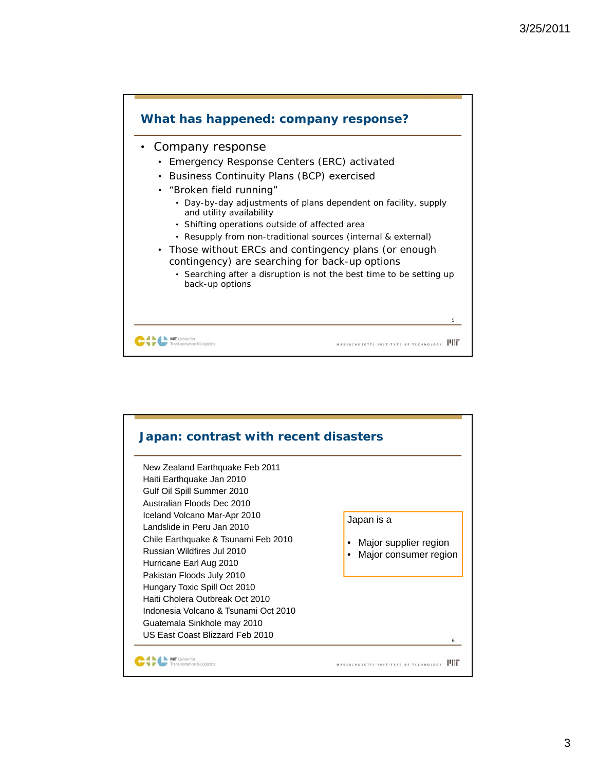## What has happened: company response?

- Company response
  - Emergency Response Centers (ERC) activated
  - Business Continuity Plans (BCP) exercised
  - "Broken field running"
    - Day-by-day adjustments of plans dependent on facility, supply and utility availability
    - Shifting operations outside of affected area
    - Resupply from non-traditional sources (internal & external)
  - Those without ERCs and contingency plans (or enough contingency) are searching for back-up options
    - Searching after a disruption is not the best time to be setting up back-up options

## Japan: contrast with recent disasters

New Zealand Earthquake Feb 2011
Haiti Earthquake Jan 2010
Gulf Oil Spill Summer 2010
Australian Floods Dec 2010
Iceland Volcano Mar-Apr 2010
Landslide in Peru Jan 2010
Chile Earthquake & Tsunami Feb 2010
Russian Wildfires Jul 2010
Hurricane Earl Aug 2010
Pakistan Floods July 2010
Hungary Toxic Spill Oct 2010
Haiti Cholera Outbreak Oct 2010
Indonesia Volcano & Tsunami Oct 2010
Guatemala Sinkhole may 2010
US East Coast Blizzard Feb 2010

Japan is a

- Major supplier region
- Major consumer region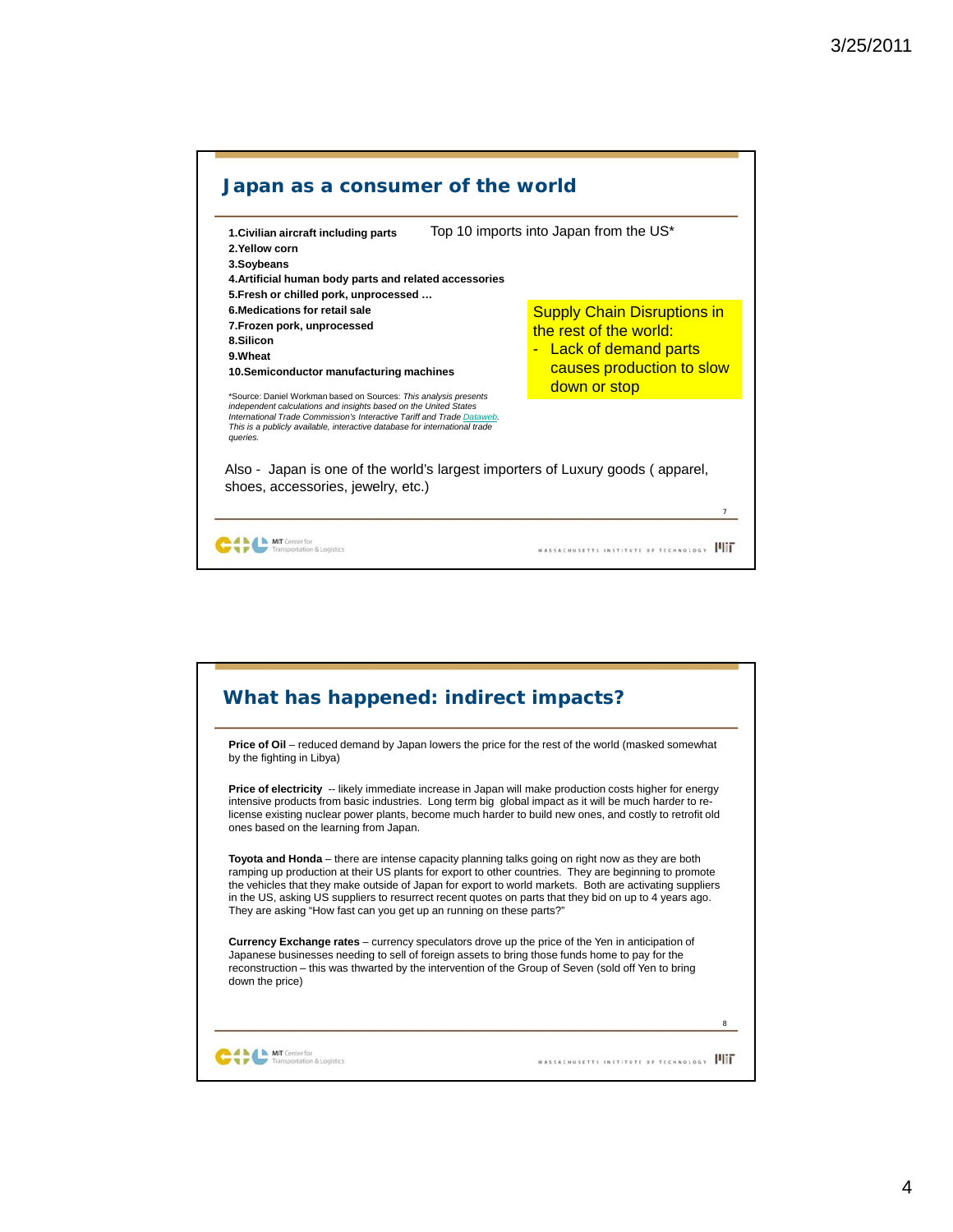## Japan as a consumer of the world

1. Civilian aircraft including parts
2. Yellow corn
3. Soybeans
4. Artificial human body parts and related accessories
5. Fresh or chilled pork, unprocessed …
6. Medications for retail sale
7. Frozen pork, unprocessed
8. Silicon
9. Wheat
10. Semiconductor manufacturing machines

Top 10 imports into Japan from the US*

*Source: Daniel Workman based on Sources: *This analysis presents independent calculations and insights based on the United States International Trade Commission's Interactive Tariff and Trade Dataweb. This is a publicly available, interactive database for international trade queries.*

Supply Chain Disruptions in the rest of the world:
- Lack of demand parts causes production to slow down or stop

Also - Japan is one of the world's largest importers of Luxury goods ( apparel, shoes, accessories, jewelry, etc.)

## What has happened: indirect impacts?

**Price of Oil** – reduced demand by Japan lowers the price for the rest of the world (masked somewhat by the fighting in Libya)

**Price of electricity** -- likely immediate increase in Japan will make production costs higher for energy intensive products from basic industries. Long term big global impact as it will be much harder to re-license existing nuclear power plants, become much harder to build new ones, and costly to retrofit old ones based on the learning from Japan.

**Toyota and Honda** – there are intense capacity planning talks going on right now as they are both ramping up production at their US plants for export to other countries. They are beginning to promote the vehicles that they make outside of Japan for export to world markets. Both are activating suppliers in the US, asking US suppliers to resurrect recent quotes on parts that they bid on up to 4 years ago. They are asking "How fast can you get up an running on these parts?"

**Currency Exchange rates** – currency speculators drove up the price of the Yen in anticipation of Japanese businesses needing to sell of foreign assets to bring those funds home to pay for the reconstruction – this was thwarted by the intervention of the Group of Seven (sold off Yen to bring down the price)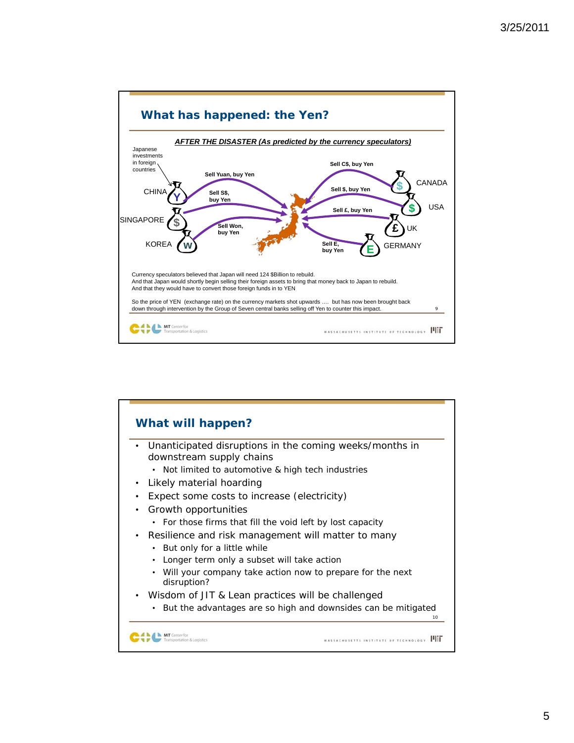## What has happened: the Yen?

***AFTER THE DISASTER (As predicted by the currency speculators)***

Japanese investments in foreign countries

- CHINA (Y): Sell Yuan, buy Yen
- SINGAPORE ($): Sell S$, buy Yen
- KOREA (W): Sell Won, buy Yen
- CANADA ($): Sell C$, buy Yen
- USA ($): Sell $, buy Yen
- UK (£): Sell £, buy Yen
- GERMANY (E): Sell E, buy Yen

Currency speculators believed that Japan will need 124 $Billion to rebuild.
And that Japan would shortly begin selling their foreign assets to bring that money back to Japan to rebuild.
And that they would have to convert those foreign funds in to YEN

So the price of YEN (exchange rate) on the currency markets shot upwards …. but has now been brought back down through intervention by the Group of Seven central banks selling off Yen to counter this impact.

## What will happen?

- Unanticipated disruptions in the coming weeks/months in downstream supply chains
  - Not limited to automotive & high tech industries
- Likely material hoarding
- Expect some costs to increase (electricity)
- Growth opportunities
  - For those firms that fill the void left by lost capacity
- Resilience and risk management will matter to many
  - But only for a little while
  - Longer term only a subset will take action
  - Will your company take action now to prepare for the next disruption?
- Wisdom of JIT & Lean practices will be challenged
  - But the advantages are so high and downsides can be mitigated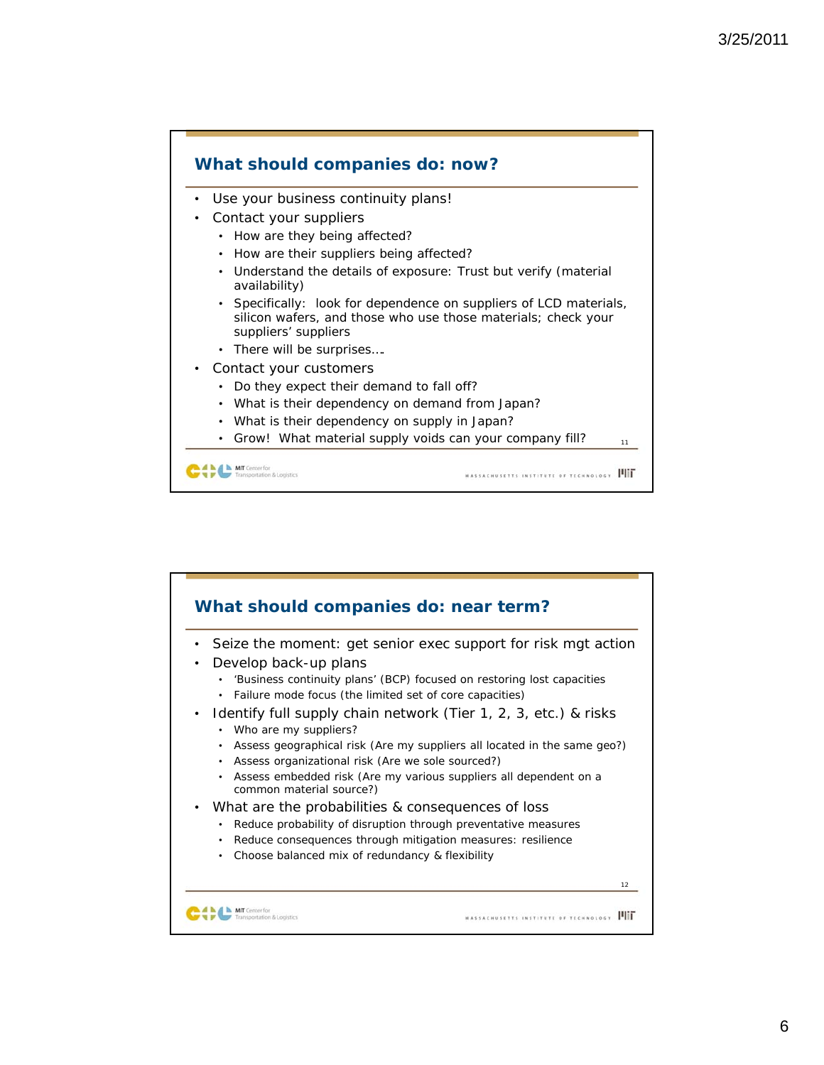## What should companies do: now?

- Use your business continuity plans!
- Contact your suppliers
  - How are they being affected?
  - How are their suppliers being affected?
  - Understand the details of exposure: Trust but verify (material availability)
  - Specifically: look for dependence on suppliers of LCD materials, silicon wafers, and those who use those materials; check your suppliers' suppliers
  - There will be surprises….
- Contact your customers
  - Do they expect their demand to fall off?
  - What is their dependency on demand from Japan?
  - What is their dependency on supply in Japan?
  - Grow! What material supply voids can your company fill?

## What should companies do: near term?

- Seize the moment: get senior exec support for risk mgt action
- Develop back-up plans
  - 'Business continuity plans' (BCP) focused on restoring lost capacities
  - Failure mode focus (the limited set of core capacities)
- Identify full supply chain network (Tier 1, 2, 3, etc.) & risks
  - Who are my suppliers?
  - Assess geographical risk (Are my suppliers all located in the same geo?)
  - Assess organizational risk (Are we sole sourced?)
  - Assess embedded risk (Are my various suppliers all dependent on a common material source?)
- What are the probabilities & consequences of loss
  - Reduce probability of disruption through preventative measures
  - Reduce consequences through mitigation measures: resilience
  - Choose balanced mix of redundancy & flexibility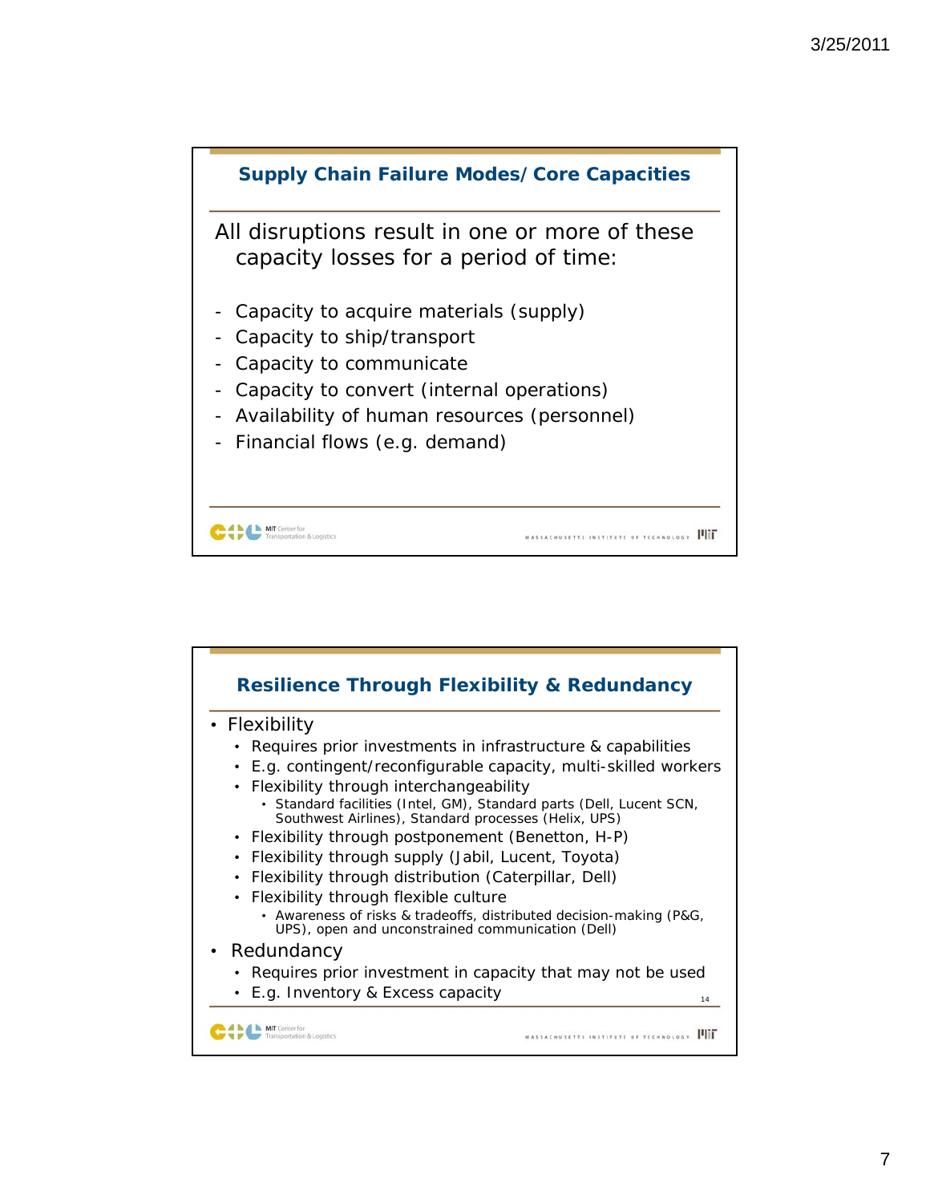## Supply Chain Failure Modes/Core Capacities

All disruptions result in one or more of these capacity losses for a period of time:

- Capacity to acquire materials (supply)
- Capacity to ship/transport
- Capacity to communicate
- Capacity to convert (internal operations)
- Availability of human resources (personnel)
- Financial flows (e.g. demand)

## Resilience Through Flexibility & Redundancy

- Flexibility
  - Requires prior investments in infrastructure & capabilities
  - E.g. contingent/reconfigurable capacity, multi-skilled workers
  - Flexibility through interchangeability
    - Standard facilities (Intel, GM), Standard parts (Dell, Lucent SCN, Southwest Airlines), Standard processes (Helix, UPS)
  - Flexibility through postponement (Benetton, H-P)
  - Flexibility through supply (Jabil, Lucent, Toyota)
  - Flexibility through distribution (Caterpillar, Dell)
  - Flexibility through flexible culture
    - Awareness of risks & tradeoffs, distributed decision-making (P&G, UPS), open and unconstrained communication (Dell)
- Redundancy
  - Requires prior investment in capacity that may not be used
  - E.g. Inventory & Excess capacity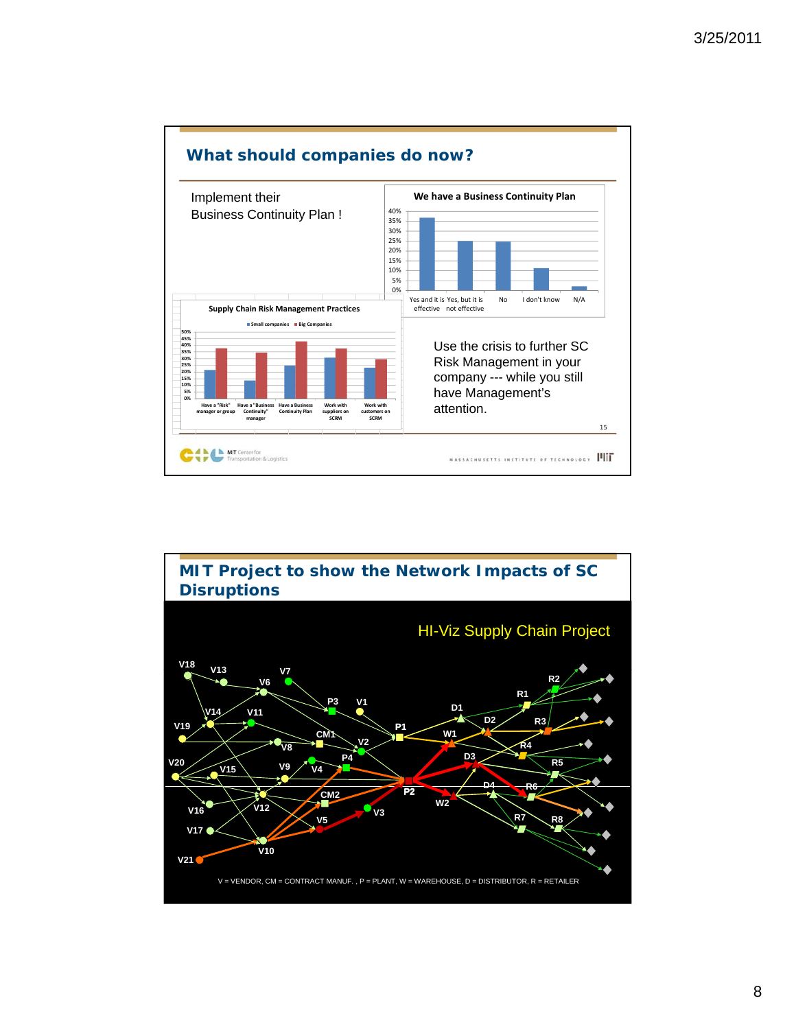## What should companies do now?

Implement their Business Continuity Plan !

**We have a Business Continuity Plan**

| Response | Percentage (approx.) |
|---|---|
| Yes and it is effective | 36% |
| Yes, but it is not effective | 25% |
| No | 25% |
| I don't know | 11% |
| N/A | 2% |

**Supply Chain Risk Management Practices**

■ Small companies ■ Big Companies

| Practice | Small companies | Big Companies |
|---|---|---|
| Have a "Risk" manager or group | 21% | 37% |
| Have a "Business Continuity" manager | 14% | 34% |
| Have a Business Continuity Plan | 25% | 43% |
| Work with suppliers on SCRM | 30% | 37% |
| Work with customers on SCRM | 23% | 29% |

Use the crisis to further SC Risk Management in your company --- while you still have Management's attention.

## MIT Project to show the Network Impacts of SC Disruptions

HI-Viz Supply Chain Project

V = VENDOR, CM = CONTRACT MANUF. , P = PLANT, W = WAREHOUSE, D = DISTRIBUTOR, R = RETAILER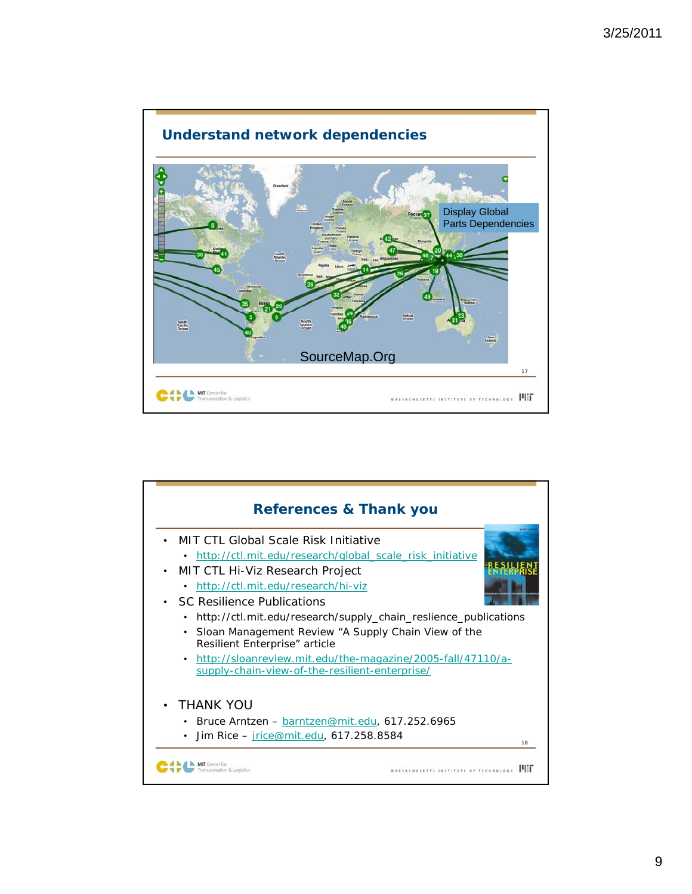## Understand network dependencies

Display Global Parts Dependencies

SourceMap.Org

## References & Thank you

- MIT CTL Global Scale Risk Initiative
  - http://ctl.mit.edu/research/global_scale_risk_initiative
- MIT CTL Hi-Viz Research Project
  - http://ctl.mit.edu/research/hi-viz
- SC Resilience Publications
  - http://ctl.mit.edu/research/supply_chain_reslience_publications
  - Sloan Management Review "A Supply Chain View of the Resilient Enterprise" article
  - http://sloanreview.mit.edu/the-magazine/2005-fall/47110/a-supply-chain-view-of-the-resilient-enterprise/

- THANK YOU
  - Bruce Arntzen – barntzen@mit.edu, 617.252.6965
  - Jim Rice – jrice@mit.edu, 617.258.8584